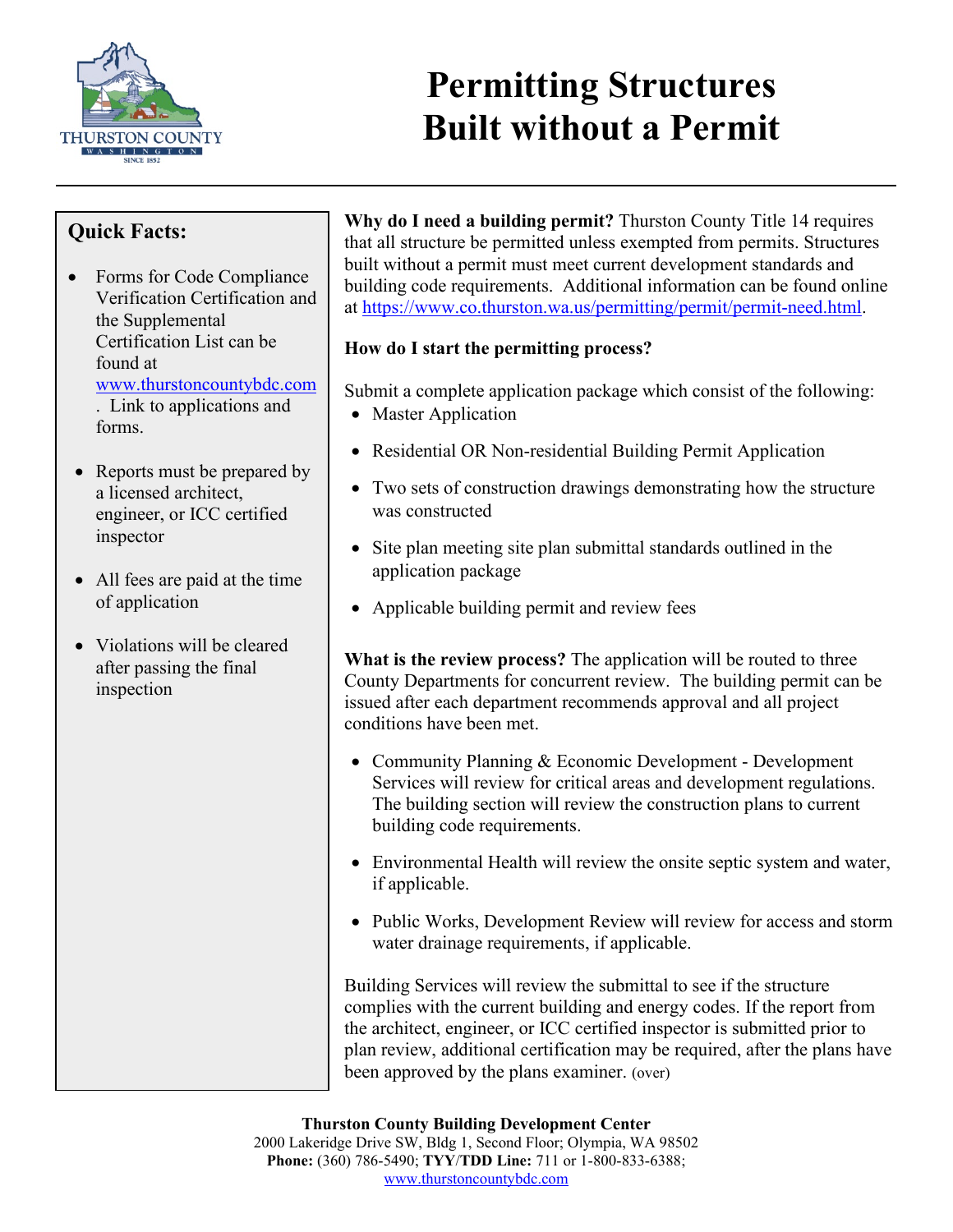# Permitting Structures Built without a Permit

## Quick Facts:

- Forms for Code Compliance Verification Certification and the Supplemental Certification List can be found at www.thurstoncountybdc.com . Link to applications and forms.
- Reports must be prepared by a licensed architect, engineer, or ICC certified inspector
- All fees are paid at the time of application
- Violations will be cleared after passing the final inspection

**Why do I need a building permit?** Thurston County Title 14 requires that all structure be permitted unless exempted from permits. Structures built without a permit must meet current development standards and building code requirements. Additional information can be found online at https://www.co.thurston.wa.us/permitting/permit/permit-need.html.

**How do I start the permitting process?**

Submit a complete application package which consist of the following:

- Master Application
- Residential OR Non-residential Building Permit Application
- Two sets of construction drawings demonstrating how the structure was constructed
- Site plan meeting site plan submittal standards outlined in the application package
- Applicable building permit and review fees

**What is the review process?** The application will be routed to three County Departments for concurrent review. The building permit can be issued after each department recommends approval and all project conditions have been met.

- Community Planning & Economic Development - Development Services will review for critical areas and development regulations. The building section will review the construction plans to current building code requirements.
- Environmental Health will review the onsite septic system and water, if applicable.
- Public Works, Development Review will review for access and storm water drainage requirements, if applicable.

Building Services will review the submittal to see if the structure complies with the current building and energy codes. If the report from the architect, engineer, or ICC certified inspector is submitted prior to plan review, additional certification may be required, after the plans have been approved by the plans examiner. (over)

**Thurston County Building Development Center**
2000 Lakeridge Drive SW, Bldg 1, Second Floor; Olympia, WA 98502
**Phone:** (360) 786-5490; **TYY/TDD Line:** 711 or 1-800-833-6388;
www.thurstoncountybdc.com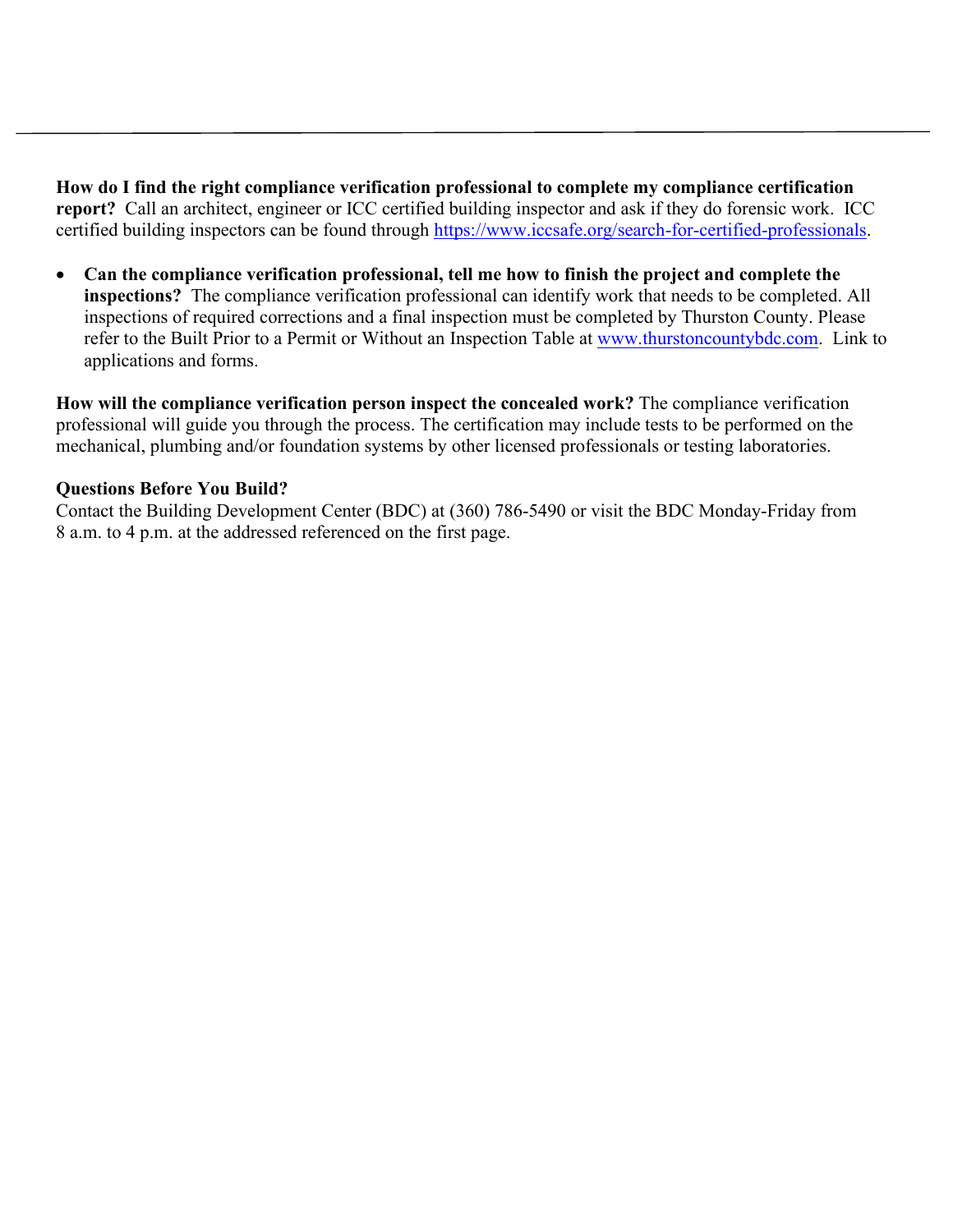**How do I find the right compliance verification professional to complete my compliance certification report?** Call an architect, engineer or ICC certified building inspector and ask if they do forensic work. ICC certified building inspectors can be found through https://www.iccsafe.org/search-for-certified-professionals.

- **Can the compliance verification professional, tell me how to finish the project and complete the inspections?** The compliance verification professional can identify work that needs to be completed. All inspections of required corrections and a final inspection must be completed by Thurston County. Please refer to the Built Prior to a Permit or Without an Inspection Table at www.thurstoncountybdc.com. Link to applications and forms.

**How will the compliance verification person inspect the concealed work?** The compliance verification professional will guide you through the process. The certification may include tests to be performed on the mechanical, plumbing and/or foundation systems by other licensed professionals or testing laboratories.

**Questions Before You Build?**
Contact the Building Development Center (BDC) at (360) 786-5490 or visit the BDC Monday-Friday from 8 a.m. to 4 p.m. at the addressed referenced on the first page.